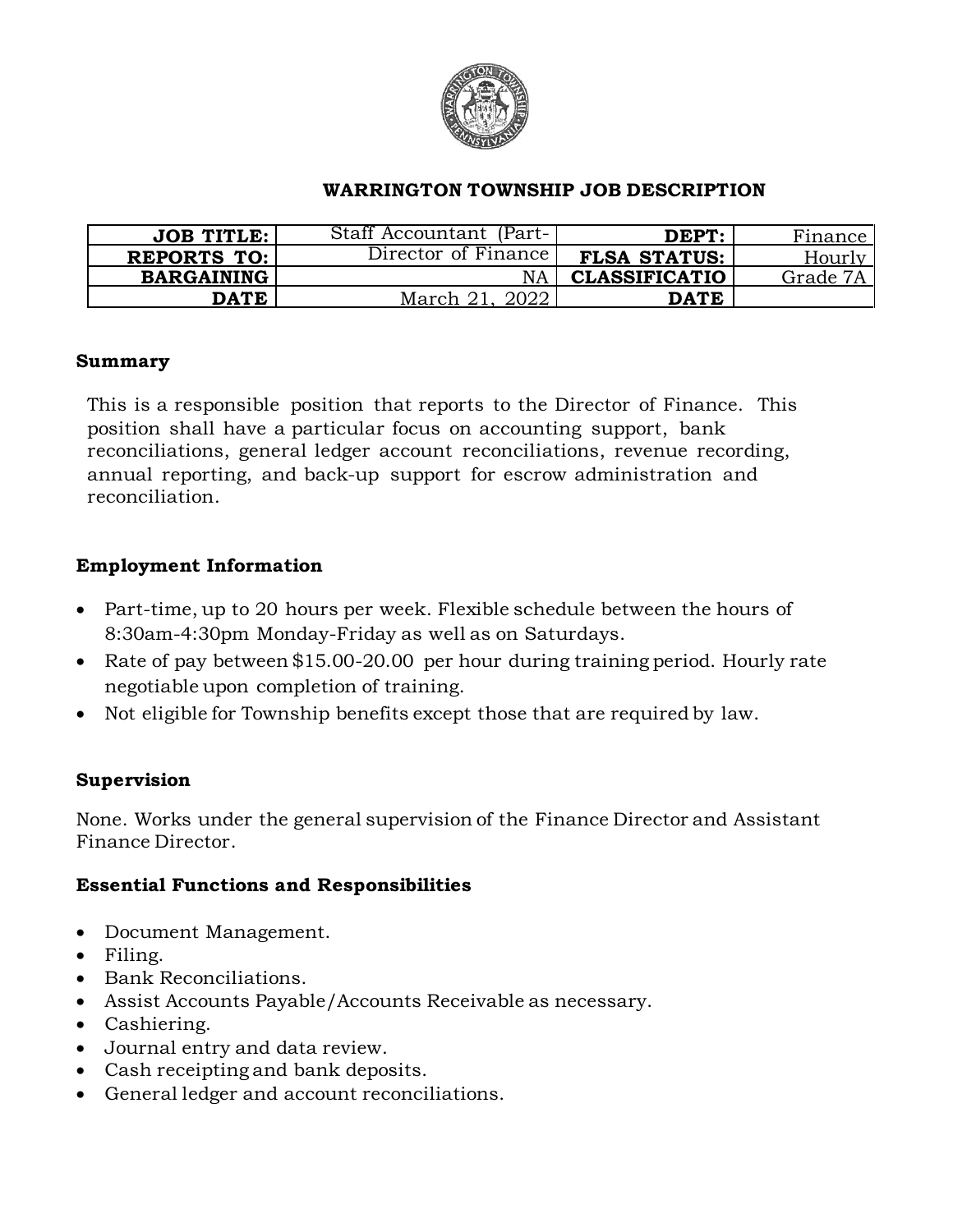# WARRINGTON TOWNSHIP JOB DESCRIPTION

| JOB TITLE: | Staff Accountant (Part- | DEPT: | Finance |
|---|---|---|---|
| REPORTS TO: | Director of Finance | FLSA STATUS: | Hourly |
| BARGAINING | NA | CLASSIFICATIO | Grade 7A |
| DATE | March 21, 2022 | DATE | |

## Summary

This is a responsible position that reports to the Director of Finance. This position shall have a particular focus on accounting support, bank reconciliations, general ledger account reconciliations, revenue recording, annual reporting, and back-up support for escrow administration and reconciliation.

## Employment Information

- Part-time, up to 20 hours per week. Flexible schedule between the hours of 8:30am-4:30pm Monday-Friday as well as on Saturdays.
- Rate of pay between $15.00-20.00 per hour during training period. Hourly rate negotiable upon completion of training.
- Not eligible for Township benefits except those that are required by law.

## Supervision

None. Works under the general supervision of the Finance Director and Assistant Finance Director.

## Essential Functions and Responsibilities

- Document Management.
- Filing.
- Bank Reconciliations.
- Assist Accounts Payable/Accounts Receivable as necessary.
- Cashiering.
- Journal entry and data review.
- Cash receipting and bank deposits.
- General ledger and account reconciliations.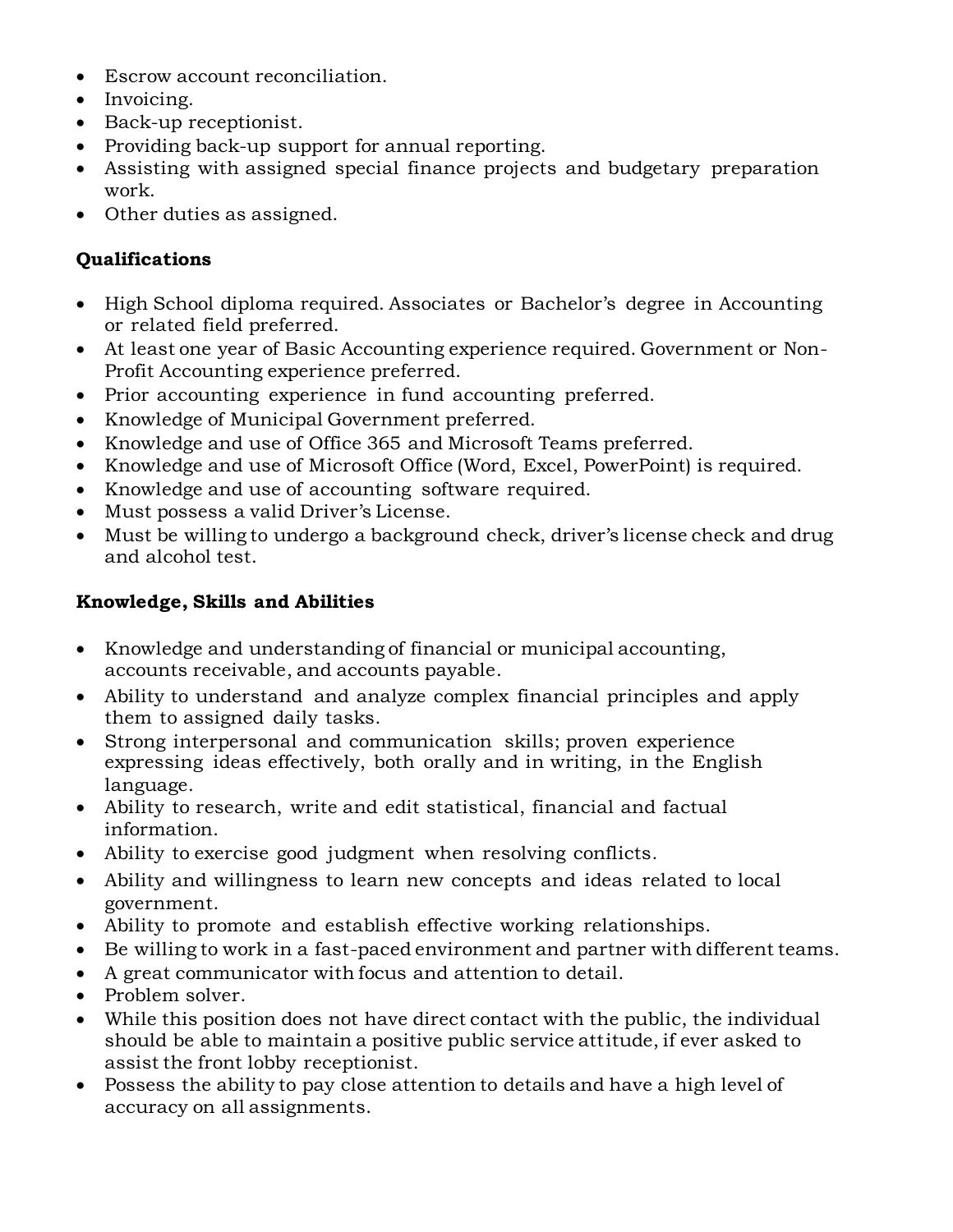- Escrow account reconciliation.
- Invoicing.
- Back-up receptionist.
- Providing back-up support for annual reporting.
- Assisting with assigned special finance projects and budgetary preparation work.
- Other duties as assigned.

**Qualifications**

- High School diploma required. Associates or Bachelor's degree in Accounting or related field preferred.
- At least one year of Basic Accounting experience required. Government or Non-Profit Accounting experience preferred.
- Prior accounting experience in fund accounting preferred.
- Knowledge of Municipal Government preferred.
- Knowledge and use of Office 365 and Microsoft Teams preferred.
- Knowledge and use of Microsoft Office (Word, Excel, PowerPoint) is required.
- Knowledge and use of accounting software required.
- Must possess a valid Driver's License.
- Must be willing to undergo a background check, driver's license check and drug and alcohol test.

**Knowledge, Skills and Abilities**

- Knowledge and understanding of financial or municipal accounting, accounts receivable, and accounts payable.
- Ability to understand and analyze complex financial principles and apply them to assigned daily tasks.
- Strong interpersonal and communication skills; proven experience expressing ideas effectively, both orally and in writing, in the English language.
- Ability to research, write and edit statistical, financial and factual information.
- Ability to exercise good judgment when resolving conflicts.
- Ability and willingness to learn new concepts and ideas related to local government.
- Ability to promote and establish effective working relationships.
- Be willing to work in a fast-paced environment and partner with different teams.
- A great communicator with focus and attention to detail.
- Problem solver.
- While this position does not have direct contact with the public, the individual should be able to maintain a positive public service attitude, if ever asked to assist the front lobby receptionist.
- Possess the ability to pay close attention to details and have a high level of accuracy on all assignments.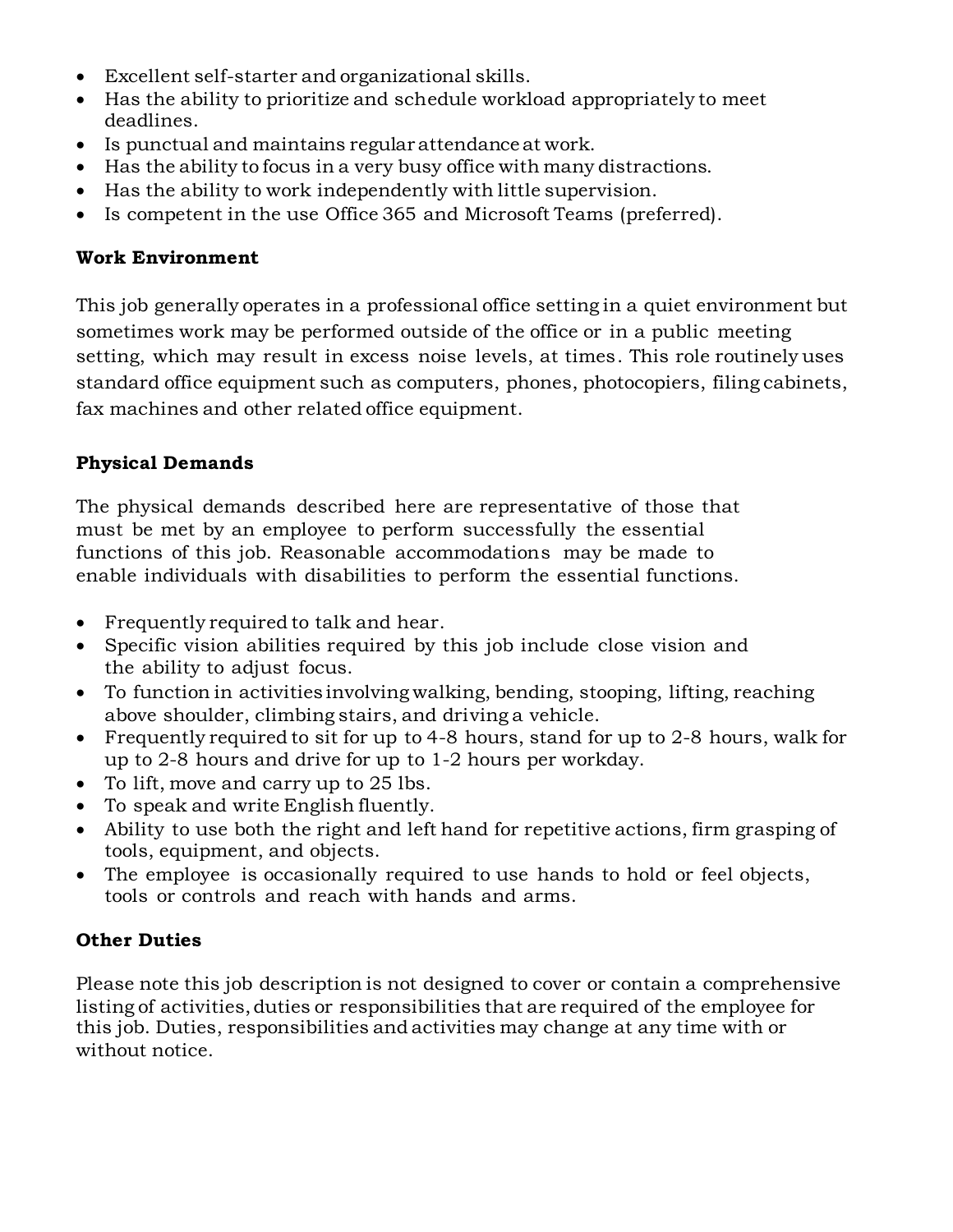- Excellent self-starter and organizational skills.
- Has the ability to prioritize and schedule workload appropriately to meet deadlines.
- Is punctual and maintains regular attendance at work.
- Has the ability to focus in a very busy office with many distractions.
- Has the ability to work independently with little supervision.
- Is competent in the use Office 365 and Microsoft Teams (preferred).

**Work Environment**

This job generally operates in a professional office setting in a quiet environment but sometimes work may be performed outside of the office or in a public meeting setting, which may result in excess noise levels, at times. This role routinely uses standard office equipment such as computers, phones, photocopiers, filing cabinets, fax machines and other related office equipment.

**Physical Demands**

The physical demands described here are representative of those that must be met by an employee to perform successfully the essential functions of this job. Reasonable accommodations may be made to enable individuals with disabilities to perform the essential functions.

- Frequently required to talk and hear.
- Specific vision abilities required by this job include close vision and the ability to adjust focus.
- To function in activities involving walking, bending, stooping, lifting, reaching above shoulder, climbing stairs, and driving a vehicle.
- Frequently required to sit for up to 4-8 hours, stand for up to 2-8 hours, walk for up to 2-8 hours and drive for up to 1-2 hours per workday.
- To lift, move and carry up to 25 lbs.
- To speak and write English fluently.
- Ability to use both the right and left hand for repetitive actions, firm grasping of tools, equipment, and objects.
- The employee is occasionally required to use hands to hold or feel objects, tools or controls and reach with hands and arms.

**Other Duties**

Please note this job description is not designed to cover or contain a comprehensive listing of activities, duties or responsibilities that are required of the employee for this job. Duties, responsibilities and activities may change at any time with or without notice.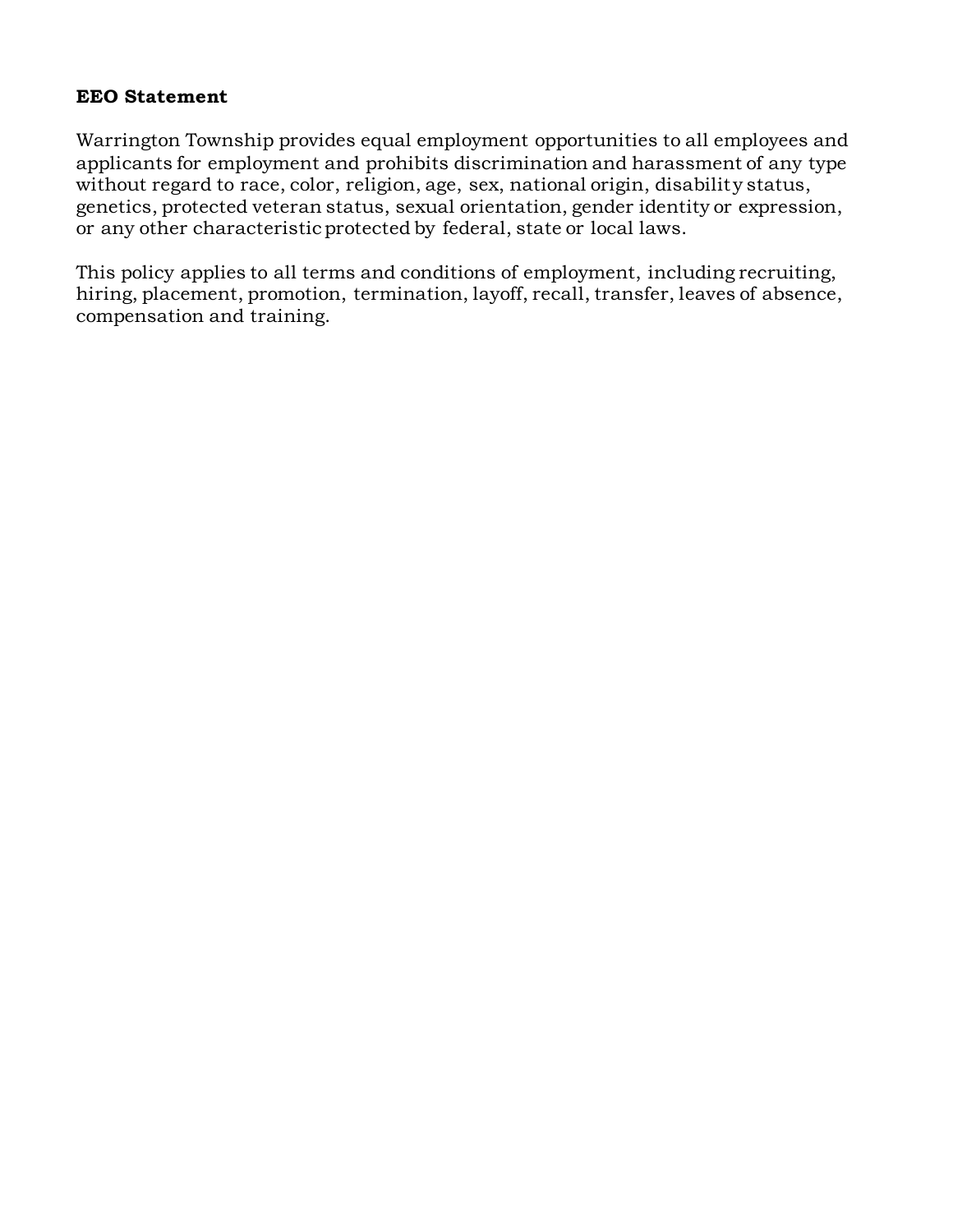**EEO Statement**

Warrington Township provides equal employment opportunities to all employees and applicants for employment and prohibits discrimination and harassment of any type without regard to race, color, religion, age, sex, national origin, disability status, genetics, protected veteran status, sexual orientation, gender identity or expression, or any other characteristic protected by federal, state or local laws.

This policy applies to all terms and conditions of employment, including recruiting, hiring, placement, promotion, termination, layoff, recall, transfer, leaves of absence, compensation and training.